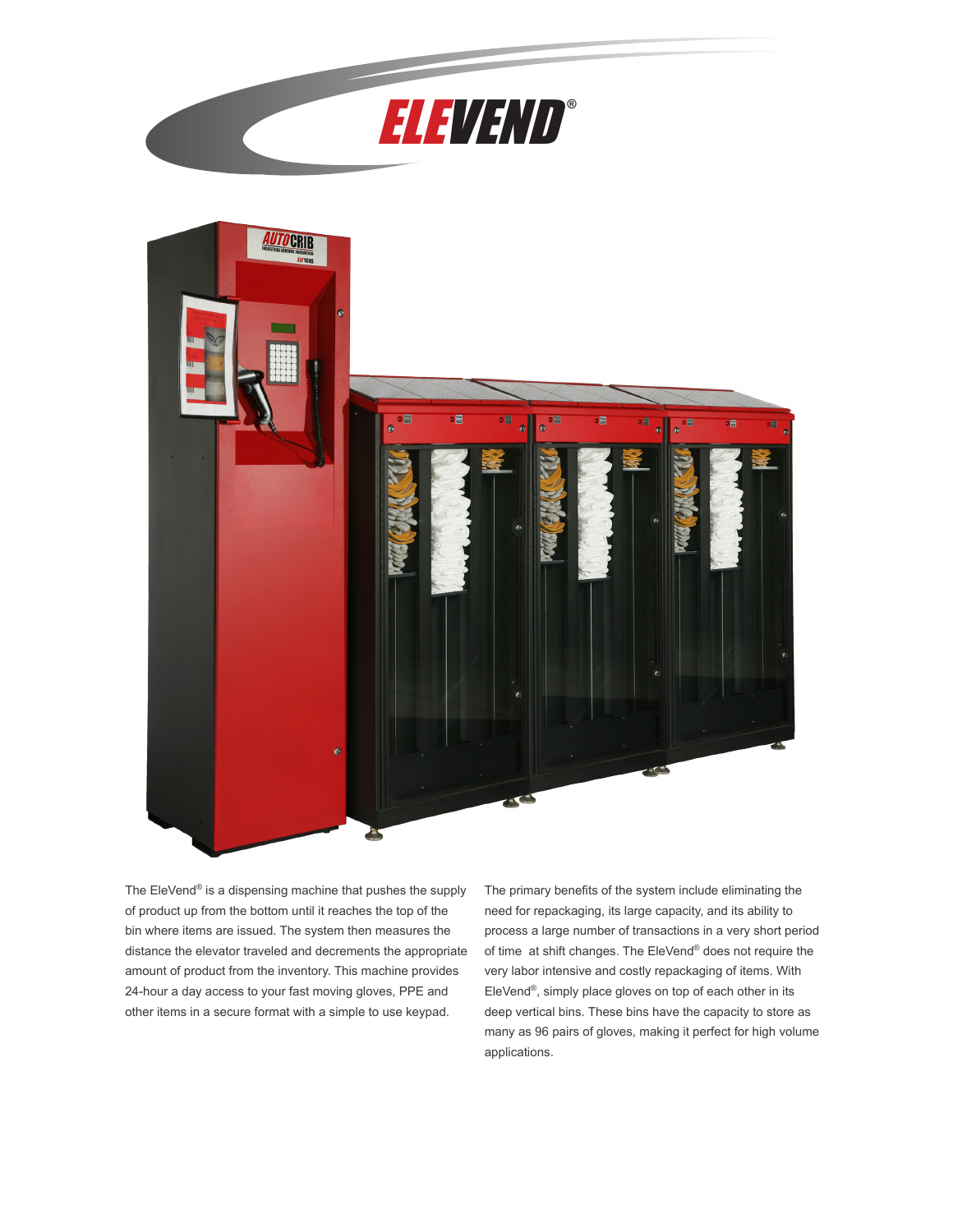# ELEVEND®

The EleVend® is a dispensing machine that pushes the supply of product up from the bottom until it reaches the top of the bin where items are issued. The system then measures the distance the elevator traveled and decrements the appropriate amount of product from the inventory. This machine provides 24-hour a day access to your fast moving gloves, PPE and other items in a secure format with a simple to use keypad.

The primary benefits of the system include eliminating the need for repackaging, its large capacity, and its ability to process a large number of transactions in a very short period of time at shift changes. The EleVend® does not require the very labor intensive and costly repackaging of items. With EleVend®, simply place gloves on top of each other in its deep vertical bins. These bins have the capacity to store as many as 96 pairs of gloves, making it perfect for high volume applications.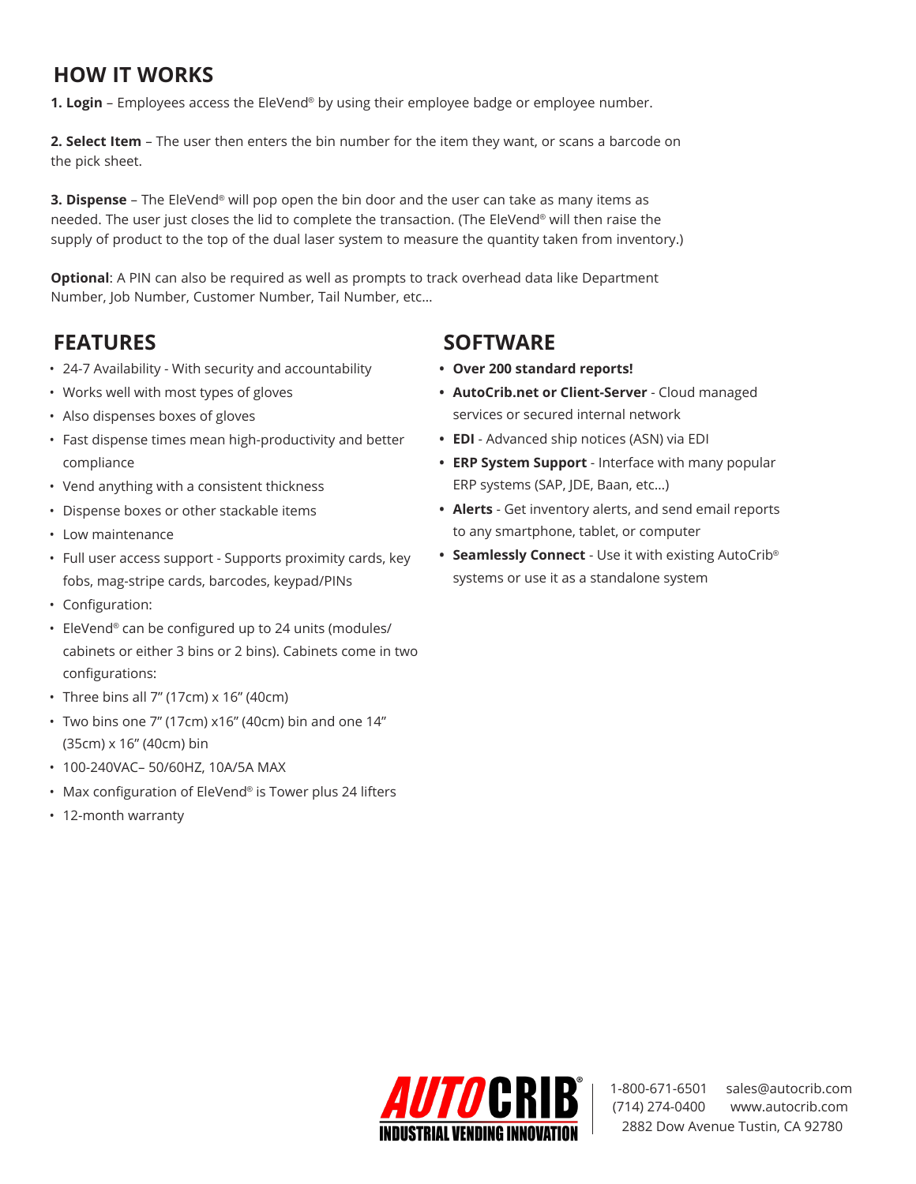## HOW IT WORKS

**1. Login** – Employees access the EleVend® by using their employee badge or employee number.

**2. Select Item** – The user then enters the bin number for the item they want, or scans a barcode on the pick sheet.

**3. Dispense** – The EleVend® will pop open the bin door and the user can take as many items as needed. The user just closes the lid to complete the transaction. (The EleVend® will then raise the supply of product to the top of the dual laser system to measure the quantity taken from inventory.)

**Optional**: A PIN can also be required as well as prompts to track overhead data like Department Number, Job Number, Customer Number, Tail Number, etc...

## FEATURES

- 24-7 Availability - With security and accountability
- Works well with most types of gloves
- Also dispenses boxes of gloves
- Fast dispense times mean high-productivity and better compliance
- Vend anything with a consistent thickness
- Dispense boxes or other stackable items
- Low maintenance
- Full user access support - Supports proximity cards, key fobs, mag-stripe cards, barcodes, keypad/PINs
- Configuration:
- EleVend® can be configured up to 24 units (modules/ cabinets or either 3 bins or 2 bins). Cabinets come in two configurations:
- Three bins all 7" (17cm) x 16" (40cm)
- Two bins one 7" (17cm) x16" (40cm) bin and one 14" (35cm) x 16" (40cm) bin
- 100-240VAC– 50/60HZ, 10A/5A MAX
- Max configuration of EleVend® is Tower plus 24 lifters
- 12-month warranty

## SOFTWARE

- **Over 200 standard reports!**
- **AutoCrib.net or Client-Server** - Cloud managed services or secured internal network
- **EDI** - Advanced ship notices (ASN) via EDI
- **ERP System Support** - Interface with many popular ERP systems (SAP, JDE, Baan, etc...)
- **Alerts** - Get inventory alerts, and send email reports to any smartphone, tablet, or computer
- **Seamlessly Connect** - Use it with existing AutoCrib® systems or use it as a standalone system

AUTOCRIB® INDUSTRIAL VENDING INNOVATION

1-800-671-6501 sales@autocrib.com
(714) 274-0400 www.autocrib.com
2882 Dow Avenue Tustin, CA 92780